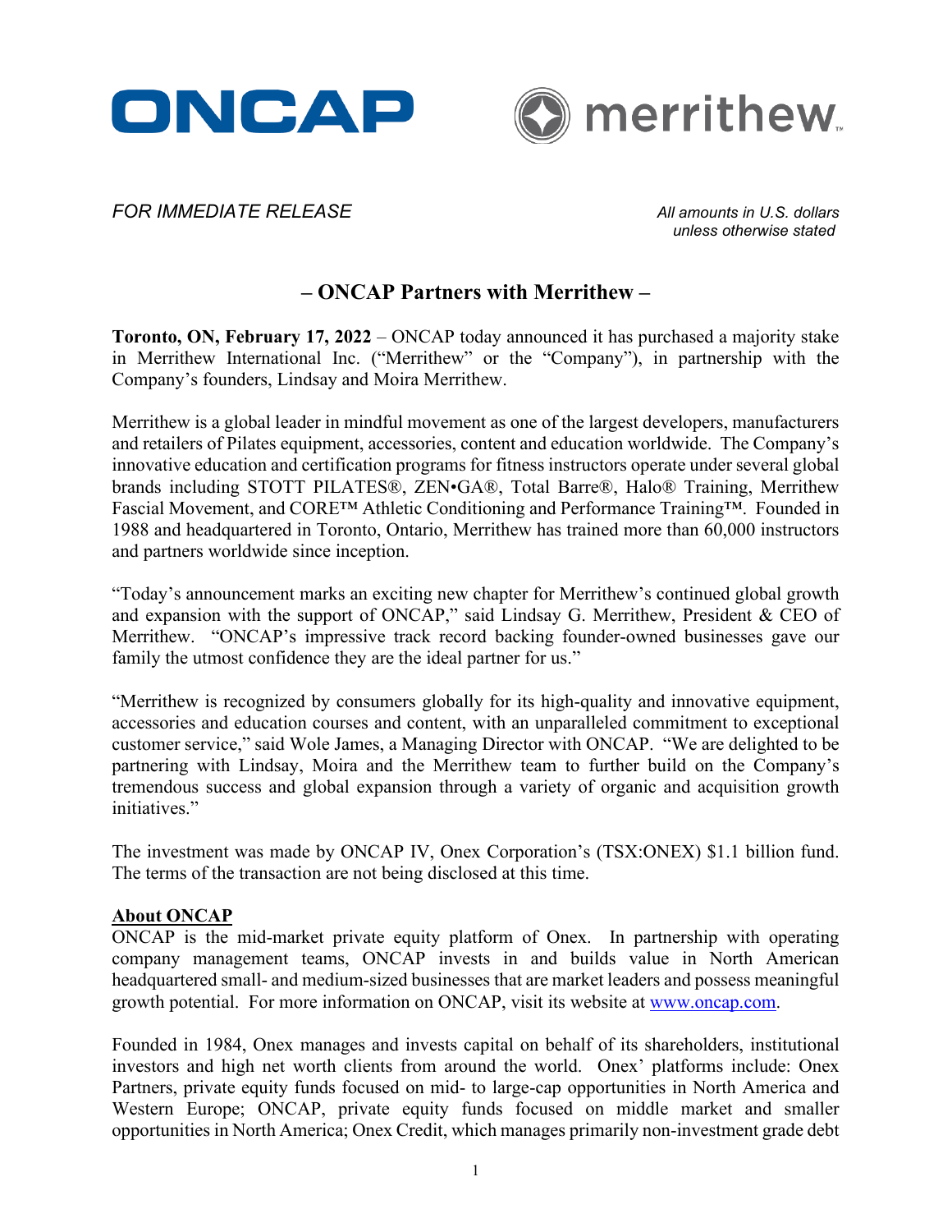*FOR IMMEDIATE RELEASE*

*All amounts in U.S. dollars unless otherwise stated*

# – ONCAP Partners with Merrithew –

**Toronto, ON, February 17, 2022** – ONCAP today announced it has purchased a majority stake in Merrithew International Inc. ("Merrithew" or the "Company"), in partnership with the Company's founders, Lindsay and Moira Merrithew.

Merrithew is a global leader in mindful movement as one of the largest developers, manufacturers and retailers of Pilates equipment, accessories, content and education worldwide. The Company's innovative education and certification programs for fitness instructors operate under several global brands including STOTT PILATES®, ZEN•GA®, Total Barre®, Halo® Training, Merrithew Fascial Movement, and CORE™ Athletic Conditioning and Performance Training™. Founded in 1988 and headquartered in Toronto, Ontario, Merrithew has trained more than 60,000 instructors and partners worldwide since inception.

"Today's announcement marks an exciting new chapter for Merrithew's continued global growth and expansion with the support of ONCAP," said Lindsay G. Merrithew, President & CEO of Merrithew. "ONCAP's impressive track record backing founder-owned businesses gave our family the utmost confidence they are the ideal partner for us."

"Merrithew is recognized by consumers globally for its high-quality and innovative equipment, accessories and education courses and content, with an unparalleled commitment to exceptional customer service," said Wole James, a Managing Director with ONCAP. "We are delighted to be partnering with Lindsay, Moira and the Merrithew team to further build on the Company's tremendous success and global expansion through a variety of organic and acquisition growth initiatives."

The investment was made by ONCAP IV, Onex Corporation's (TSX:ONEX) $1.1 billion fund. The terms of the transaction are not being disclosed at this time.

**About ONCAP**

ONCAP is the mid-market private equity platform of Onex. In partnership with operating company management teams, ONCAP invests in and builds value in North American headquartered small- and medium-sized businesses that are market leaders and possess meaningful growth potential. For more information on ONCAP, visit its website at www.oncap.com.

Founded in 1984, Onex manages and invests capital on behalf of its shareholders, institutional investors and high net worth clients from around the world. Onex' platforms include: Onex Partners, private equity funds focused on mid- to large-cap opportunities in North America and Western Europe; ONCAP, private equity funds focused on middle market and smaller opportunities in North America; Onex Credit, which manages primarily non-investment grade debt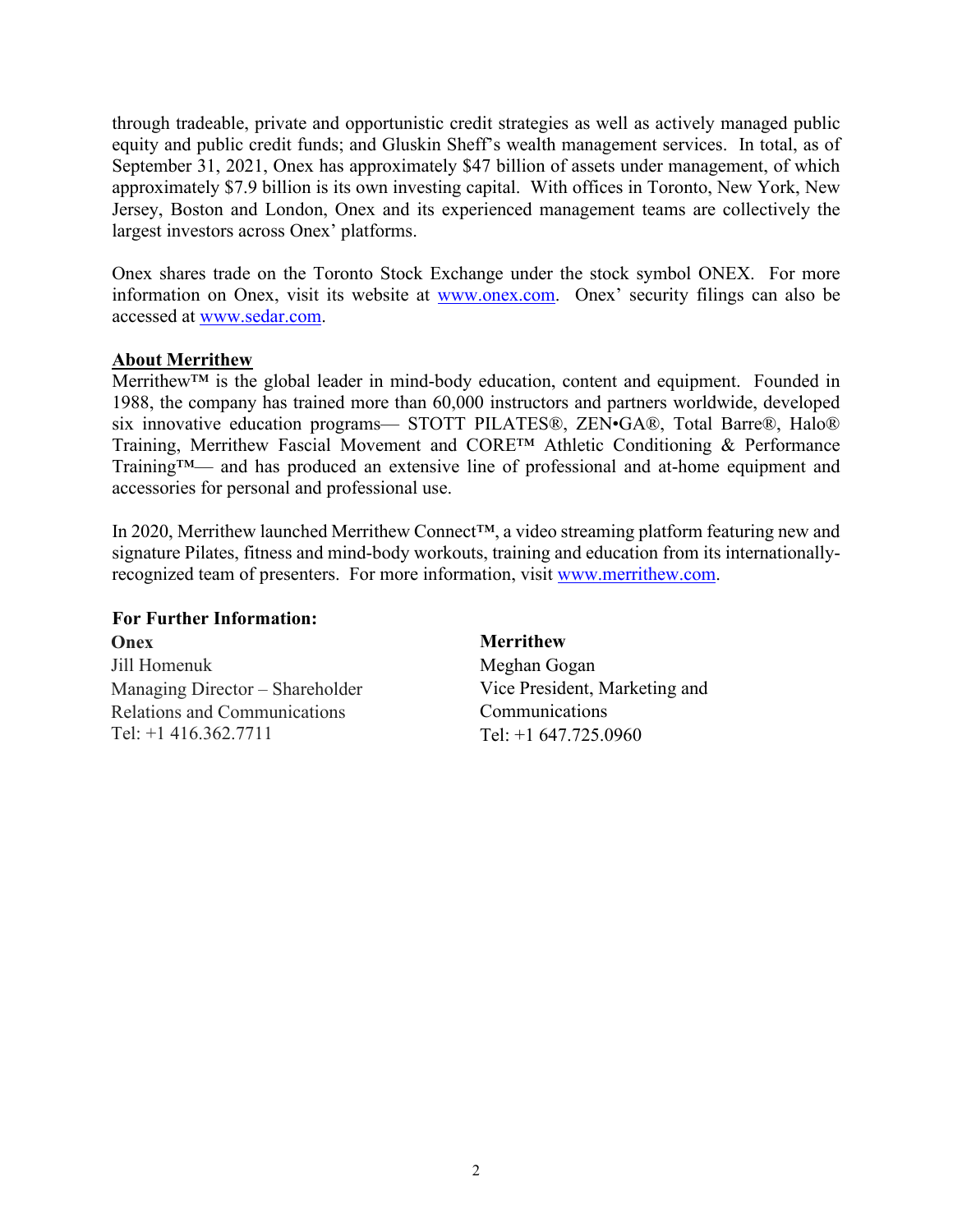through tradeable, private and opportunistic credit strategies as well as actively managed public equity and public credit funds; and Gluskin Sheff's wealth management services. In total, as of September 31, 2021, Onex has approximately $47 billion of assets under management, of which approximately $7.9 billion is its own investing capital. With offices in Toronto, New York, New Jersey, Boston and London, Onex and its experienced management teams are collectively the largest investors across Onex' platforms.

Onex shares trade on the Toronto Stock Exchange under the stock symbol ONEX. For more information on Onex, visit its website at www.onex.com. Onex' security filings can also be accessed at www.sedar.com.

## About Merrithew

Merrithew™ is the global leader in mind-body education, content and equipment. Founded in 1988, the company has trained more than 60,000 instructors and partners worldwide, developed six innovative education programs— STOTT PILATES®, ZEN•GA®, Total Barre®, Halo® Training, Merrithew Fascial Movement and CORE™ Athletic Conditioning & Performance Training™— and has produced an extensive line of professional and at-home equipment and accessories for personal and professional use.

In 2020, Merrithew launched Merrithew Connect™, a video streaming platform featuring new and signature Pilates, fitness and mind-body workouts, training and education from its internationally-recognized team of presenters. For more information, visit www.merrithew.com.

**For Further Information:**

**Onex**
Jill Homenuk
Managing Director – Shareholder Relations and Communications
Tel: +1 416.362.7711

**Merrithew**
Meghan Gogan
Vice President, Marketing and Communications
Tel: +1 647.725.0960